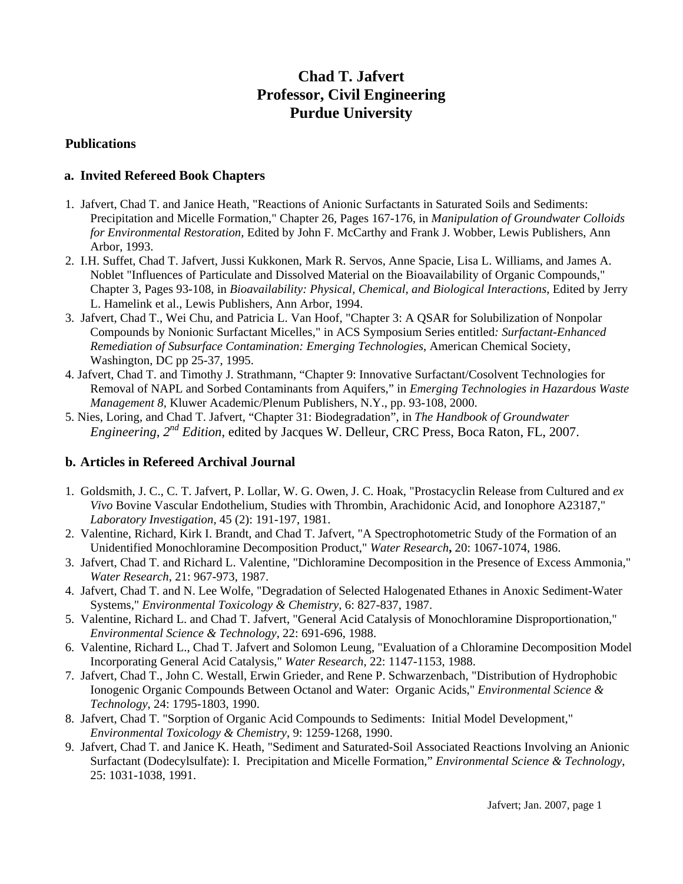# Chad T. Jafvert
# Professor, Civil Engineering
# Purdue University

## Publications

### a. Invited Refereed Book Chapters

1. Jafvert, Chad T. and Janice Heath, "Reactions of Anionic Surfactants in Saturated Soils and Sediments: Precipitation and Micelle Formation," Chapter 26, Pages 167-176, in *Manipulation of Groundwater Colloids for Environmental Restoration,* Edited by John F. McCarthy and Frank J. Wobber, Lewis Publishers, Ann Arbor, 1993.
2. I.H. Suffet, Chad T. Jafvert, Jussi Kukkonen, Mark R. Servos, Anne Spacie, Lisa L. Williams, and James A. Noblet "Influences of Particulate and Dissolved Material on the Bioavailability of Organic Compounds," Chapter 3, Pages 93-108, in *Bioavailability: Physical, Chemical, and Biological Interactions*, Edited by Jerry L. Hamelink et al., Lewis Publishers, Ann Arbor, 1994.
3. Jafvert, Chad T., Wei Chu, and Patricia L. Van Hoof, "Chapter 3: A QSAR for Solubilization of Nonpolar Compounds by Nonionic Surfactant Micelles," in ACS Symposium Series entitled*: Surfactant-Enhanced Remediation of Subsurface Contamination: Emerging Technologies*, American Chemical Society, Washington, DC pp 25-37, 1995.
4. Jafvert, Chad T. and Timothy J. Strathmann, "Chapter 9: Innovative Surfactant/Cosolvent Technologies for Removal of NAPL and Sorbed Contaminants from Aquifers," in *Emerging Technologies in Hazardous Waste Management 8,* Kluwer Academic/Plenum Publishers, N.Y., pp. 93-108, 2000.
5. Nies, Loring, and Chad T. Jafvert, "Chapter 31: Biodegradation", in *The Handbook of Groundwater Engineering, 2nd Edition*, edited by Jacques W. Delleur, CRC Press, Boca Raton, FL, 2007.

### b. Articles in Refereed Archival Journal

1. Goldsmith, J. C., C. T. Jafvert, P. Lollar, W. G. Owen, J. C. Hoak, "Prostacyclin Release from Cultured and *ex Vivo* Bovine Vascular Endothelium, Studies with Thrombin, Arachidonic Acid, and Ionophore A23187," *Laboratory Investigation*, 45 (2): 191-197, 1981.
2. Valentine, Richard, Kirk I. Brandt, and Chad T. Jafvert, "A Spectrophotometric Study of the Formation of an Unidentified Monochloramine Decomposition Product," *Water Research***,** 20: 1067-1074, 1986.
3. Jafvert, Chad T. and Richard L. Valentine, "Dichloramine Decomposition in the Presence of Excess Ammonia," *Water Research*, 21: 967-973, 1987.
4. Jafvert, Chad T. and N. Lee Wolfe, "Degradation of Selected Halogenated Ethanes in Anoxic Sediment-Water Systems," *Environmental Toxicology & Chemistry*, 6: 827-837, 1987.
5. Valentine, Richard L. and Chad T. Jafvert, "General Acid Catalysis of Monochloramine Disproportionation," *Environmental Science & Technology*, 22: 691-696, 1988.
6. Valentine, Richard L., Chad T. Jafvert and Solomon Leung, "Evaluation of a Chloramine Decomposition Model Incorporating General Acid Catalysis," *Water Research*, 22: 1147-1153, 1988.
7. Jafvert, Chad T., John C. Westall, Erwin Grieder, and Rene P. Schwarzenbach, "Distribution of Hydrophobic Ionogenic Organic Compounds Between Octanol and Water: Organic Acids," *Environmental Science & Technology*, 24: 1795-1803, 1990.
8. Jafvert, Chad T. "Sorption of Organic Acid Compounds to Sediments: Initial Model Development," *Environmental Toxicology & Chemistry*, 9: 1259-1268, 1990.
9. Jafvert, Chad T. and Janice K. Heath, "Sediment and Saturated-Soil Associated Reactions Involving an Anionic Surfactant (Dodecylsulfate): I. Precipitation and Micelle Formation," *Environmental Science & Technology*, 25: 1031-1038, 1991.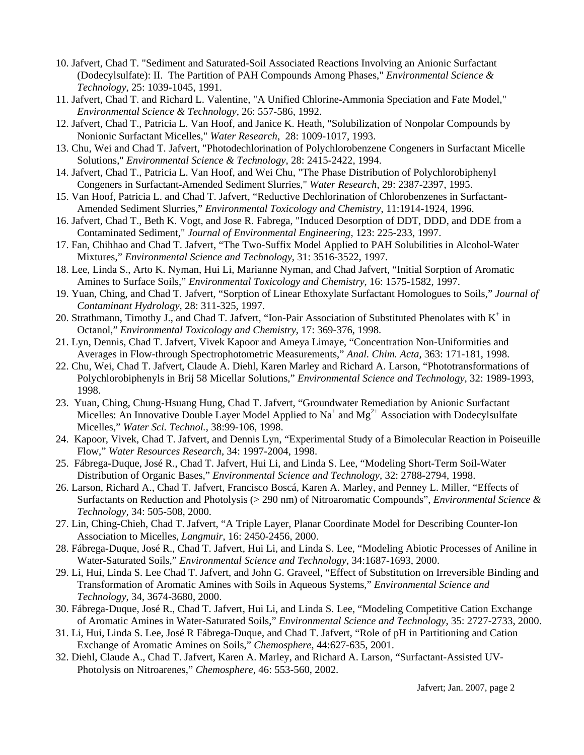10. Jafvert, Chad T. "Sediment and Saturated-Soil Associated Reactions Involving an Anionic Surfactant (Dodecylsulfate): II. The Partition of PAH Compounds Among Phases," *Environmental Science & Technology*, 25: 1039-1045, 1991.
11. Jafvert, Chad T. and Richard L. Valentine, "A Unified Chlorine-Ammonia Speciation and Fate Model," *Environmental Science & Technology*, 26: 557-586, 1992.
12. Jafvert, Chad T., Patricia L. Van Hoof, and Janice K. Heath, "Solubilization of Nonpolar Compounds by Nonionic Surfactant Micelles," *Water Research*, 28: 1009-1017, 1993.
13. Chu, Wei and Chad T. Jafvert, "Photodechlorination of Polychlorobenzene Congeners in Surfactant Micelle Solutions," *Environmental Science & Technology*, 28: 2415-2422, 1994.
14. Jafvert, Chad T., Patricia L. Van Hoof, and Wei Chu, "The Phase Distribution of Polychlorobiphenyl Congeners in Surfactant-Amended Sediment Slurries," *Water Research*, 29: 2387-2397, 1995.
15. Van Hoof, Patricia L. and Chad T. Jafvert, "Reductive Dechlorination of Chlorobenzenes in Surfactant-Amended Sediment Slurries," *Environmental Toxicology and Chemistry*, 11:1914-1924, 1996.
16. Jafvert, Chad T., Beth K. Vogt, and Jose R. Fabrega, "Induced Desorption of DDT, DDD, and DDE from a Contaminated Sediment," *Journal of Environmental Engineering*, 123: 225-233, 1997.
17. Fan, Chihhao and Chad T. Jafvert, "The Two-Suffix Model Applied to PAH Solubilities in Alcohol-Water Mixtures," *Environmental Science and Technology*, 31: 3516-3522, 1997.
18. Lee, Linda S., Arto K. Nyman, Hui Li, Marianne Nyman, and Chad Jafvert, "Initial Sorption of Aromatic Amines to Surface Soils," *Environmental Toxicology and Chemistry*, 16: 1575-1582, 1997.
19. Yuan, Ching, and Chad T. Jafvert, "Sorption of Linear Ethoxylate Surfactant Homologues to Soils," *Journal of Contaminant Hydrology*, 28: 311-325, 1997.
20. Strathmann, Timothy J., and Chad T. Jafvert, "Ion-Pair Association of Substituted Phenolates with $K^+$ in Octanol," *Environmental Toxicology and Chemistry*, 17: 369-376, 1998.
21. Lyn, Dennis, Chad T. Jafvert, Vivek Kapoor and Ameya Limaye, "Concentration Non-Uniformities and Averages in Flow-through Spectrophotometric Measurements," *Anal. Chim. Acta*, 363: 171-181, 1998.
22. Chu, Wei, Chad T. Jafvert, Claude A. Diehl, Karen Marley and Richard A. Larson, "Phototransformations of Polychlorobiphenyls in Brij 58 Micellar Solutions," *Environmental Science and Technology*, 32: 1989-1993, 1998.
23. Yuan, Ching, Chung-Hsuang Hung, Chad T. Jafvert, "Groundwater Remediation by Anionic Surfactant Micelles: An Innovative Double Layer Model Applied to $Na^+$ and $Mg^{2+}$ Association with Dodecylsulfate Micelles," *Water Sci. Technol.*, 38:99-106, 1998.
24. Kapoor, Vivek, Chad T. Jafvert, and Dennis Lyn, "Experimental Study of a Bimolecular Reaction in Poiseuille Flow," *Water Resources Research*, 34: 1997-2004, 1998.
25. Fábrega-Duque, José R., Chad T. Jafvert, Hui Li, and Linda S. Lee, "Modeling Short-Term Soil-Water Distribution of Organic Bases," *Environmental Science and Technology*, 32: 2788-2794, 1998.
26. Larson, Richard A., Chad T. Jafvert, Francisco Boscá, Karen A. Marley, and Penney L. Miller, "Effects of Surfactants on Reduction and Photolysis (> 290 nm) of Nitroaromatic Compounds", *Environmental Science & Technology*, 34: 505-508, 2000.
27. Lin, Ching-Chieh, Chad T. Jafvert, "A Triple Layer, Planar Coordinate Model for Describing Counter-Ion Association to Micelles, *Langmuir*, 16: 2450-2456, 2000.
28. Fábrega-Duque, José R., Chad T. Jafvert, Hui Li, and Linda S. Lee, "Modeling Abiotic Processes of Aniline in Water-Saturated Soils," *Environmental Science and Technology*, 34:1687-1693, 2000.
29. Li, Hui, Linda S. Lee Chad T. Jafvert, and John G. Graveel, "Effect of Substitution on Irreversible Binding and Transformation of Aromatic Amines with Soils in Aqueous Systems," *Environmental Science and Technology*, 34, 3674-3680, 2000.
30. Fábrega-Duque, José R., Chad T. Jafvert, Hui Li, and Linda S. Lee, "Modeling Competitive Cation Exchange of Aromatic Amines in Water-Saturated Soils," *Environmental Science and Technology*, 35: 2727-2733, 2000.
31. Li, Hui, Linda S. Lee, José R Fábrega-Duque, and Chad T. Jafvert, "Role of pH in Partitioning and Cation Exchange of Aromatic Amines on Soils," *Chemosphere*, 44:627-635, 2001.
32. Diehl, Claude A., Chad T. Jafvert, Karen A. Marley, and Richard A. Larson, "Surfactant-Assisted UV-Photolysis on Nitroarenes," *Chemosphere*, 46: 553-560, 2002.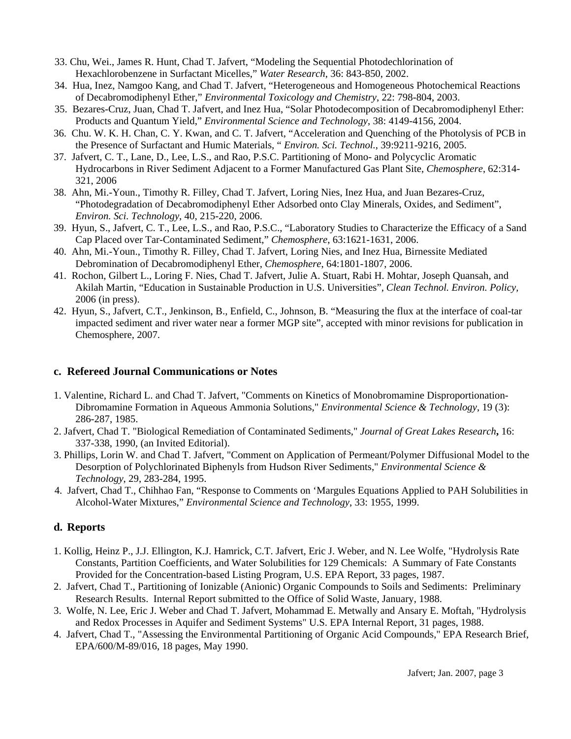33. Chu, Wei., James R. Hunt, Chad T. Jafvert, "Modeling the Sequential Photodechlorination of Hexachlorobenzene in Surfactant Micelles," *Water Research*, 36: 843-850, 2002.
34. Hua, Inez, Namgoo Kang, and Chad T. Jafvert, "Heterogeneous and Homogeneous Photochemical Reactions of Decabromodiphenyl Ether," *Environmental Toxicology and Chemistry*, 22: 798-804, 2003.
35. Bezares-Cruz, Juan, Chad T. Jafvert, and Inez Hua, "Solar Photodecomposition of Decabromodiphenyl Ether: Products and Quantum Yield," *Environmental Science and Technology*, 38: 4149-4156, 2004.
36. Chu. W. K. H. Chan, C. Y. Kwan, and C. T. Jafvert, "Acceleration and Quenching of the Photolysis of PCB in the Presence of Surfactant and Humic Materials, " *Environ. Sci. Technol.*, 39:9211-9216, 2005.
37. Jafvert, C. T., Lane, D., Lee, L.S., and Rao, P.S.C. Partitioning of Mono- and Polycyclic Aromatic Hydrocarbons in River Sediment Adjacent to a Former Manufactured Gas Plant Site, *Chemosphere*, 62:314-321, 2006
38. Ahn, Mi.-Youn., Timothy R. Filley, Chad T. Jafvert, Loring Nies, Inez Hua, and Juan Bezares-Cruz, "Photodegradation of Decabromodiphenyl Ether Adsorbed onto Clay Minerals, Oxides, and Sediment", *Environ. Sci. Technology*, 40, 215-220, 2006.
39. Hyun, S., Jafvert, C. T., Lee, L.S., and Rao, P.S.C., "Laboratory Studies to Characterize the Efficacy of a Sand Cap Placed over Tar-Contaminated Sediment," *Chemosphere*, 63:1621-1631, 2006.
40. Ahn, Mi.-Youn., Timothy R. Filley, Chad T. Jafvert, Loring Nies, and Inez Hua, Birnessite Mediated Debromination of Decabromodiphenyl Ether, *Chemosphere*, 64:1801-1807, 2006.
41. Rochon, Gilbert L., Loring F. Nies, Chad T. Jafvert, Julie A. Stuart, Rabi H. Mohtar, Joseph Quansah, and Akilah Martin, "Education in Sustainable Production in U.S. Universities", *Clean Technol. Environ. Policy,* 2006 (in press).
42. Hyun, S., Jafvert, C.T., Jenkinson, B., Enfield, C., Johnson, B. "Measuring the flux at the interface of coal-tar impacted sediment and river water near a former MGP site", accepted with minor revisions for publication in Chemosphere, 2007.

### c. Refereed Journal Communications or Notes

1. Valentine, Richard L. and Chad T. Jafvert, "Comments on Kinetics of Monobromamine Disproportionation-Dibromamine Formation in Aqueous Ammonia Solutions," *Environmental Science & Technology*, 19 (3): 286-287, 1985.
2. Jafvert, Chad T. "Biological Remediation of Contaminated Sediments," *Journal of Great Lakes Research***,** 16: 337-338, 1990, (an Invited Editorial).
3. Phillips, Lorin W. and Chad T. Jafvert, "Comment on Application of Permeant/Polymer Diffusional Model to the Desorption of Polychlorinated Biphenyls from Hudson River Sediments," *Environmental Science & Technology*, 29, 283-284, 1995.
4. Jafvert, Chad T., Chihhao Fan, "Response to Comments on 'Margules Equations Applied to PAH Solubilities in Alcohol-Water Mixtures," *Environmental Science and Technology*, 33: 1955, 1999.

### d. Reports

1. Kollig, Heinz P., J.J. Ellington, K.J. Hamrick, C.T. Jafvert, Eric J. Weber, and N. Lee Wolfe, "Hydrolysis Rate Constants, Partition Coefficients, and Water Solubilities for 129 Chemicals: A Summary of Fate Constants Provided for the Concentration-based Listing Program, U.S. EPA Report, 33 pages, 1987.
2. Jafvert, Chad T., Partitioning of Ionizable (Anionic) Organic Compounds to Soils and Sediments: Preliminary Research Results. Internal Report submitted to the Office of Solid Waste, January, 1988.
3. Wolfe, N. Lee, Eric J. Weber and Chad T. Jafvert, Mohammad E. Metwally and Ansary E. Moftah, "Hydrolysis and Redox Processes in Aquifer and Sediment Systems" U.S. EPA Internal Report, 31 pages, 1988.
4. Jafvert, Chad T., "Assessing the Environmental Partitioning of Organic Acid Compounds," EPA Research Brief, EPA/600/M-89/016, 18 pages, May 1990.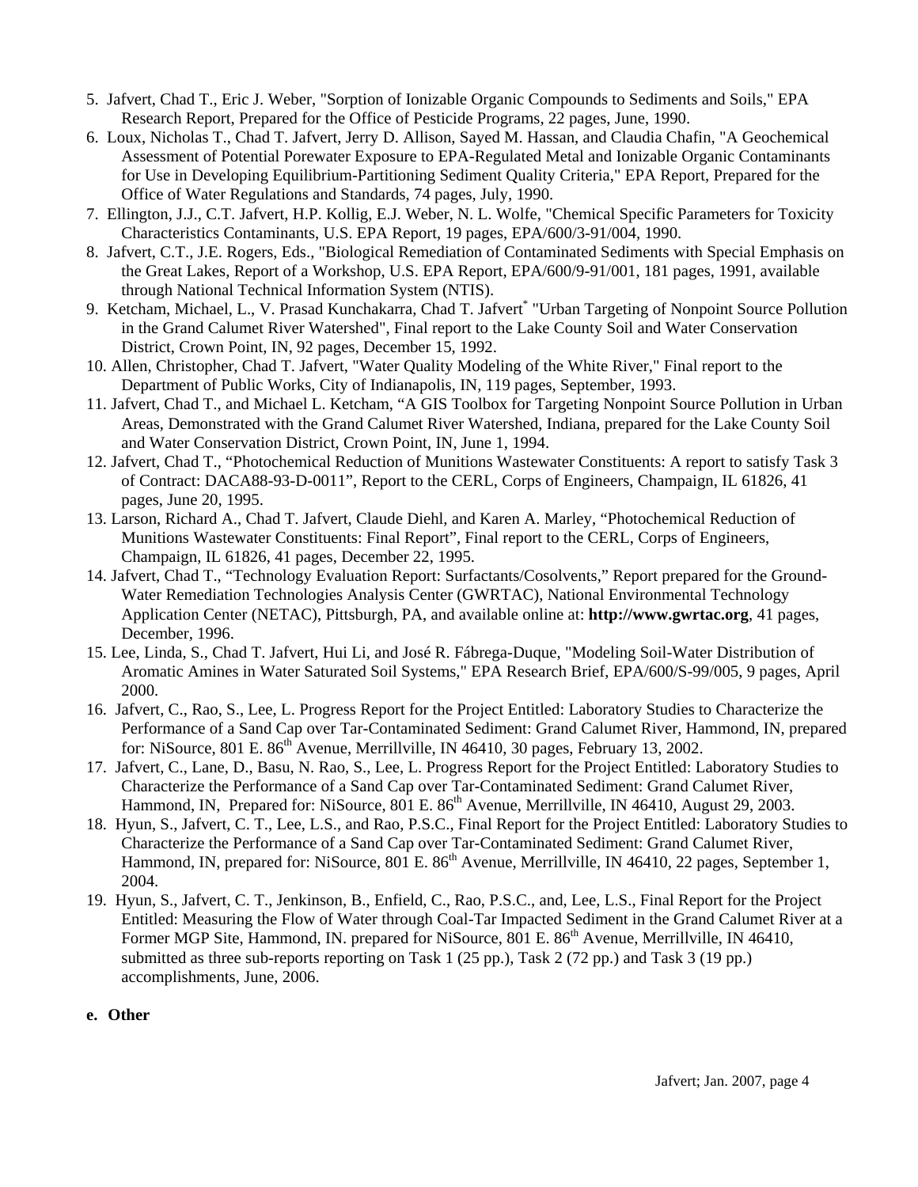5. Jafvert, Chad T., Eric J. Weber, "Sorption of Ionizable Organic Compounds to Sediments and Soils," EPA Research Report, Prepared for the Office of Pesticide Programs, 22 pages, June, 1990.
6. Loux, Nicholas T., Chad T. Jafvert, Jerry D. Allison, Sayed M. Hassan, and Claudia Chafin, "A Geochemical Assessment of Potential Porewater Exposure to EPA-Regulated Metal and Ionizable Organic Contaminants for Use in Developing Equilibrium-Partitioning Sediment Quality Criteria," EPA Report, Prepared for the Office of Water Regulations and Standards, 74 pages, July, 1990.
7. Ellington, J.J., C.T. Jafvert, H.P. Kollig, E.J. Weber, N. L. Wolfe, "Chemical Specific Parameters for Toxicity Characteristics Contaminants, U.S. EPA Report, 19 pages, EPA/600/3-91/004, 1990.
8. Jafvert, C.T., J.E. Rogers, Eds., "Biological Remediation of Contaminated Sediments with Special Emphasis on the Great Lakes, Report of a Workshop, U.S. EPA Report, EPA/600/9-91/001, 181 pages, 1991, available through National Technical Information System (NTIS).
9. Ketcham, Michael, L., V. Prasad Kunchakarra, Chad T. Jafvert* "Urban Targeting of Nonpoint Source Pollution in the Grand Calumet River Watershed", Final report to the Lake County Soil and Water Conservation District, Crown Point, IN, 92 pages, December 15, 1992.
10. Allen, Christopher, Chad T. Jafvert, "Water Quality Modeling of the White River," Final report to the Department of Public Works, City of Indianapolis, IN, 119 pages, September, 1993.
11. Jafvert, Chad T., and Michael L. Ketcham, "A GIS Toolbox for Targeting Nonpoint Source Pollution in Urban Areas, Demonstrated with the Grand Calumet River Watershed, Indiana, prepared for the Lake County Soil and Water Conservation District, Crown Point, IN, June 1, 1994.
12. Jafvert, Chad T., "Photochemical Reduction of Munitions Wastewater Constituents: A report to satisfy Task 3 of Contract: DACA88-93-D-0011", Report to the CERL, Corps of Engineers, Champaign, IL 61826, 41 pages, June 20, 1995.
13. Larson, Richard A., Chad T. Jafvert, Claude Diehl, and Karen A. Marley, "Photochemical Reduction of Munitions Wastewater Constituents: Final Report", Final report to the CERL, Corps of Engineers, Champaign, IL 61826, 41 pages, December 22, 1995.
14. Jafvert, Chad T., "Technology Evaluation Report: Surfactants/Cosolvents," Report prepared for the Ground-Water Remediation Technologies Analysis Center (GWRTAC), National Environmental Technology Application Center (NETAC), Pittsburgh, PA, and available online at: **http://www.gwrtac.org**, 41 pages, December, 1996.
15. Lee, Linda, S., Chad T. Jafvert, Hui Li, and José R. Fábrega-Duque, "Modeling Soil-Water Distribution of Aromatic Amines in Water Saturated Soil Systems," EPA Research Brief, EPA/600/S-99/005, 9 pages, April 2000.
16. Jafvert, C., Rao, S., Lee, L. Progress Report for the Project Entitled: Laboratory Studies to Characterize the Performance of a Sand Cap over Tar-Contaminated Sediment: Grand Calumet River, Hammond, IN, prepared for: NiSource, 801 E. 86th Avenue, Merrillville, IN 46410, 30 pages, February 13, 2002.
17. Jafvert, C., Lane, D., Basu, N. Rao, S., Lee, L. Progress Report for the Project Entitled: Laboratory Studies to Characterize the Performance of a Sand Cap over Tar-Contaminated Sediment: Grand Calumet River, Hammond, IN, Prepared for: NiSource, 801 E. 86th Avenue, Merrillville, IN 46410, August 29, 2003.
18. Hyun, S., Jafvert, C. T., Lee, L.S., and Rao, P.S.C., Final Report for the Project Entitled: Laboratory Studies to Characterize the Performance of a Sand Cap over Tar-Contaminated Sediment: Grand Calumet River, Hammond, IN, prepared for: NiSource, 801 E. 86th Avenue, Merrillville, IN 46410, 22 pages, September 1, 2004.
19. Hyun, S., Jafvert, C. T., Jenkinson, B., Enfield, C., Rao, P.S.C., and, Lee, L.S., Final Report for the Project Entitled: Measuring the Flow of Water through Coal-Tar Impacted Sediment in the Grand Calumet River at a Former MGP Site, Hammond, IN. prepared for NiSource, 801 E. 86th Avenue, Merrillville, IN 46410, submitted as three sub-reports reporting on Task 1 (25 pp.), Task 2 (72 pp.) and Task 3 (19 pp.) accomplishments, June, 2006.

**e. Other**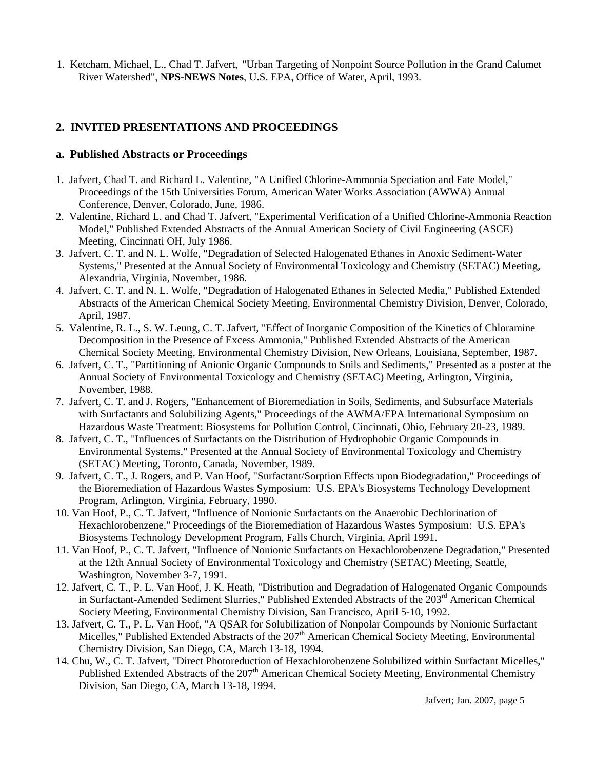1. Ketcham, Michael, L., Chad T. Jafvert, "Urban Targeting of Nonpoint Source Pollution in the Grand Calumet River Watershed", **NPS-NEWS Notes**, U.S. EPA, Office of Water, April, 1993.

## 2. INVITED PRESENTATIONS AND PROCEEDINGS

### a. Published Abstracts or Proceedings

1. Jafvert, Chad T. and Richard L. Valentine, "A Unified Chlorine-Ammonia Speciation and Fate Model," Proceedings of the 15th Universities Forum, American Water Works Association (AWWA) Annual Conference, Denver, Colorado, June, 1986.
2. Valentine, Richard L. and Chad T. Jafvert, "Experimental Verification of a Unified Chlorine-Ammonia Reaction Model," Published Extended Abstracts of the Annual American Society of Civil Engineering (ASCE) Meeting, Cincinnati OH, July 1986.
3. Jafvert, C. T. and N. L. Wolfe, "Degradation of Selected Halogenated Ethanes in Anoxic Sediment-Water Systems," Presented at the Annual Society of Environmental Toxicology and Chemistry (SETAC) Meeting, Alexandria, Virginia, November, 1986.
4. Jafvert, C. T. and N. L. Wolfe, "Degradation of Halogenated Ethanes in Selected Media," Published Extended Abstracts of the American Chemical Society Meeting, Environmental Chemistry Division, Denver, Colorado, April, 1987.
5. Valentine, R. L., S. W. Leung, C. T. Jafvert, "Effect of Inorganic Composition of the Kinetics of Chloramine Decomposition in the Presence of Excess Ammonia," Published Extended Abstracts of the American Chemical Society Meeting, Environmental Chemistry Division, New Orleans, Louisiana, September, 1987.
6. Jafvert, C. T., "Partitioning of Anionic Organic Compounds to Soils and Sediments," Presented as a poster at the Annual Society of Environmental Toxicology and Chemistry (SETAC) Meeting, Arlington, Virginia, November, 1988.
7. Jafvert, C. T. and J. Rogers, "Enhancement of Bioremediation in Soils, Sediments, and Subsurface Materials with Surfactants and Solubilizing Agents," Proceedings of the AWMA/EPA International Symposium on Hazardous Waste Treatment: Biosystems for Pollution Control, Cincinnati, Ohio, February 20-23, 1989.
8. Jafvert, C. T., "Influences of Surfactants on the Distribution of Hydrophobic Organic Compounds in Environmental Systems," Presented at the Annual Society of Environmental Toxicology and Chemistry (SETAC) Meeting, Toronto, Canada, November, 1989.
9. Jafvert, C. T., J. Rogers, and P. Van Hoof, "Surfactant/Sorption Effects upon Biodegradation," Proceedings of the Bioremediation of Hazardous Wastes Symposium: U.S. EPA's Biosystems Technology Development Program, Arlington, Virginia, February, 1990.
10. Van Hoof, P., C. T. Jafvert, "Influence of Nonionic Surfactants on the Anaerobic Dechlorination of Hexachlorobenzene," Proceedings of the Bioremediation of Hazardous Wastes Symposium: U.S. EPA's Biosystems Technology Development Program, Falls Church, Virginia, April 1991.
11. Van Hoof, P., C. T. Jafvert, "Influence of Nonionic Surfactants on Hexachlorobenzene Degradation," Presented at the 12th Annual Society of Environmental Toxicology and Chemistry (SETAC) Meeting, Seattle, Washington, November 3-7, 1991.
12. Jafvert, C. T., P. L. Van Hoof, J. K. Heath, "Distribution and Degradation of Halogenated Organic Compounds in Surfactant-Amended Sediment Slurries," Published Extended Abstracts of the 203rd American Chemical Society Meeting, Environmental Chemistry Division, San Francisco, April 5-10, 1992.
13. Jafvert, C. T., P. L. Van Hoof, "A QSAR for Solubilization of Nonpolar Compounds by Nonionic Surfactant Micelles," Published Extended Abstracts of the 207th American Chemical Society Meeting, Environmental Chemistry Division, San Diego, CA, March 13-18, 1994.
14. Chu, W., C. T. Jafvert, "Direct Photoreduction of Hexachlorobenzene Solubilized within Surfactant Micelles," Published Extended Abstracts of the 207th American Chemical Society Meeting, Environmental Chemistry Division, San Diego, CA, March 13-18, 1994.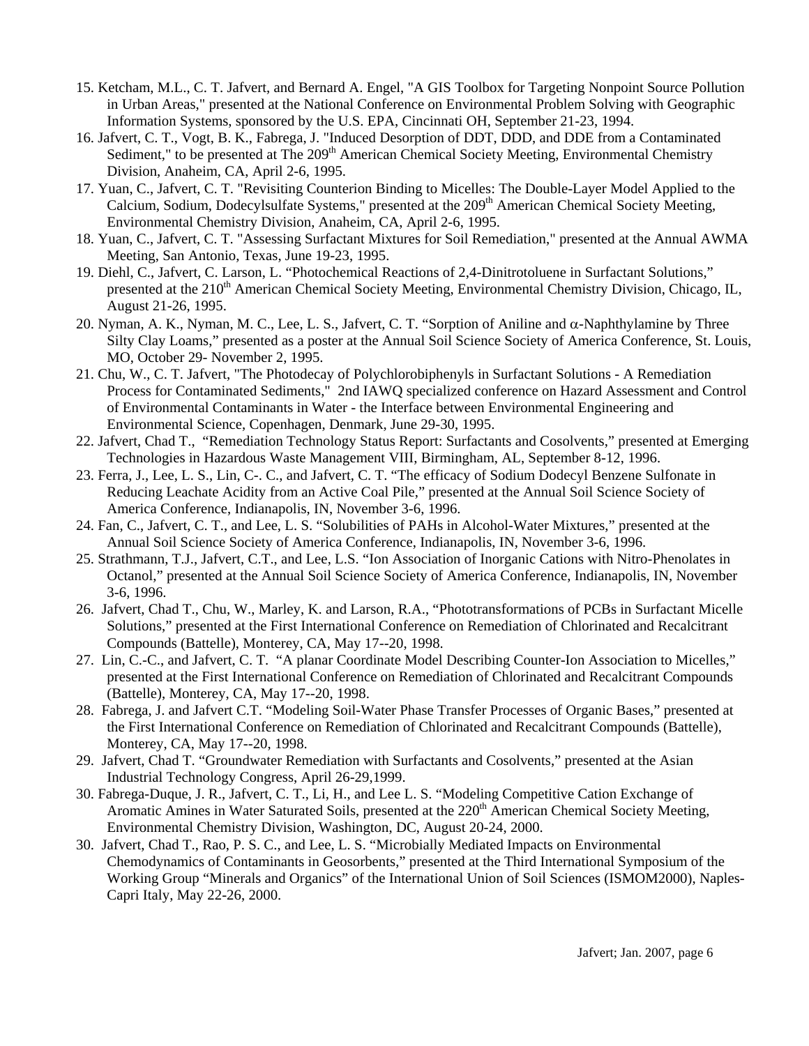15. Ketcham, M.L., C. T. Jafvert, and Bernard A. Engel, "A GIS Toolbox for Targeting Nonpoint Source Pollution in Urban Areas," presented at the National Conference on Environmental Problem Solving with Geographic Information Systems, sponsored by the U.S. EPA, Cincinnati OH, September 21-23, 1994.
16. Jafvert, C. T., Vogt, B. K., Fabrega, J. "Induced Desorption of DDT, DDD, and DDE from a Contaminated Sediment," to be presented at The 209[th] American Chemical Society Meeting, Environmental Chemistry Division, Anaheim, CA, April 2-6, 1995.
17. Yuan, C., Jafvert, C. T. "Revisiting Counterion Binding to Micelles: The Double-Layer Model Applied to the Calcium, Sodium, Dodecylsulfate Systems," presented at the 209[th] American Chemical Society Meeting, Environmental Chemistry Division, Anaheim, CA, April 2-6, 1995.
18. Yuan, C., Jafvert, C. T. "Assessing Surfactant Mixtures for Soil Remediation," presented at the Annual AWMA Meeting, San Antonio, Texas, June 19-23, 1995.
19. Diehl, C., Jafvert, C. Larson, L. "Photochemical Reactions of 2,4-Dinitrotoluene in Surfactant Solutions," presented at the 210[th] American Chemical Society Meeting, Environmental Chemistry Division, Chicago, IL, August 21-26, 1995.
20. Nyman, A. K., Nyman, M. C., Lee, L. S., Jafvert, C. T. "Sorption of Aniline and $\alpha$-Naphthylamine by Three Silty Clay Loams," presented as a poster at the Annual Soil Science Society of America Conference, St. Louis, MO, October 29- November 2, 1995.
21. Chu, W., C. T. Jafvert, "The Photodecay of Polychlorobiphenyls in Surfactant Solutions - A Remediation Process for Contaminated Sediments," 2nd IAWQ specialized conference on Hazard Assessment and Control of Environmental Contaminants in Water - the Interface between Environmental Engineering and Environmental Science, Copenhagen, Denmark, June 29-30, 1995.
22. Jafvert, Chad T., "Remediation Technology Status Report: Surfactants and Cosolvents," presented at Emerging Technologies in Hazardous Waste Management VIII, Birmingham, AL, September 8-12, 1996.
23. Ferra, J., Lee, L. S., Lin, C-. C., and Jafvert, C. T. "The efficacy of Sodium Dodecyl Benzene Sulfonate in Reducing Leachate Acidity from an Active Coal Pile," presented at the Annual Soil Science Society of America Conference, Indianapolis, IN, November 3-6, 1996.
24. Fan, C., Jafvert, C. T., and Lee, L. S. "Solubilities of PAHs in Alcohol-Water Mixtures," presented at the Annual Soil Science Society of America Conference, Indianapolis, IN, November 3-6, 1996.
25. Strathmann, T.J., Jafvert, C.T., and Lee, L.S. "Ion Association of Inorganic Cations with Nitro-Phenolates in Octanol," presented at the Annual Soil Science Society of America Conference, Indianapolis, IN, November 3-6, 1996.
26. Jafvert, Chad T., Chu, W., Marley, K. and Larson, R.A., "Phototransformations of PCBs in Surfactant Micelle Solutions," presented at the First International Conference on Remediation of Chlorinated and Recalcitrant Compounds (Battelle), Monterey, CA, May 17--20, 1998.
27. Lin, C.-C., and Jafvert, C. T. "A planar Coordinate Model Describing Counter-Ion Association to Micelles," presented at the First International Conference on Remediation of Chlorinated and Recalcitrant Compounds (Battelle), Monterey, CA, May 17--20, 1998.
28. Fabrega, J. and Jafvert C.T. "Modeling Soil-Water Phase Transfer Processes of Organic Bases," presented at the First International Conference on Remediation of Chlorinated and Recalcitrant Compounds (Battelle), Monterey, CA, May 17--20, 1998.
29. Jafvert, Chad T. "Groundwater Remediation with Surfactants and Cosolvents," presented at the Asian Industrial Technology Congress, April 26-29,1999.
30. Fabrega-Duque, J. R., Jafvert, C. T., Li, H., and Lee L. S. "Modeling Competitive Cation Exchange of Aromatic Amines in Water Saturated Soils, presented at the 220[th] American Chemical Society Meeting, Environmental Chemistry Division, Washington, DC, August 20-24, 2000.
30. Jafvert, Chad T., Rao, P. S. C., and Lee, L. S. "Microbially Mediated Impacts on Environmental Chemodynamics of Contaminants in Geosorbents," presented at the Third International Symposium of the Working Group "Minerals and Organics" of the International Union of Soil Sciences (ISMOM2000), Naples-Capri Italy, May 22-26, 2000.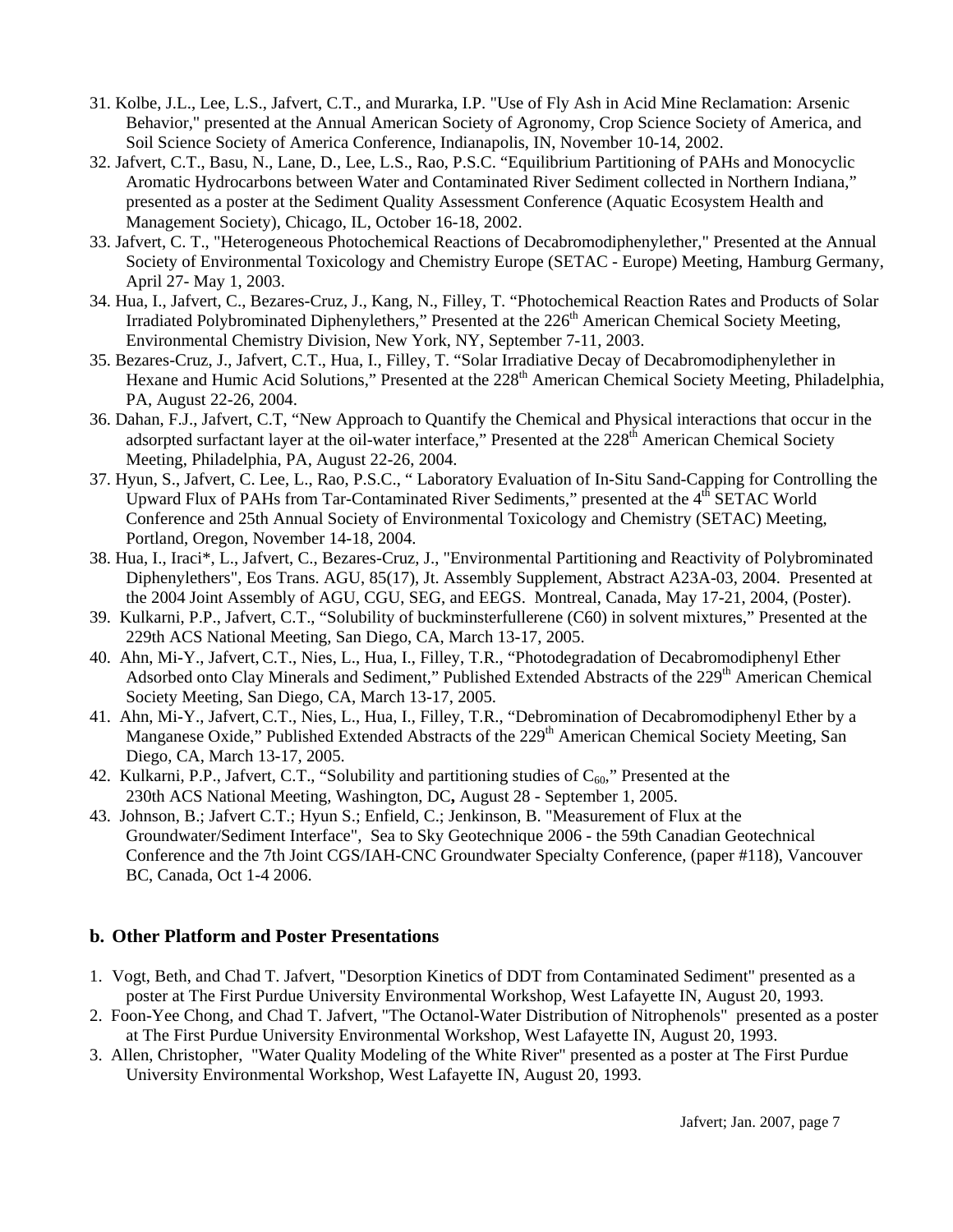31. Kolbe, J.L., Lee, L.S., Jafvert, C.T., and Murarka, I.P. "Use of Fly Ash in Acid Mine Reclamation: Arsenic Behavior," presented at the Annual American Society of Agronomy, Crop Science Society of America, and Soil Science Society of America Conference, Indianapolis, IN, November 10-14, 2002.
32. Jafvert, C.T., Basu, N., Lane, D., Lee, L.S., Rao, P.S.C. "Equilibrium Partitioning of PAHs and Monocyclic Aromatic Hydrocarbons between Water and Contaminated River Sediment collected in Northern Indiana," presented as a poster at the Sediment Quality Assessment Conference (Aquatic Ecosystem Health and Management Society), Chicago, IL, October 16-18, 2002.
33. Jafvert, C. T., "Heterogeneous Photochemical Reactions of Decabromodiphenylether," Presented at the Annual Society of Environmental Toxicology and Chemistry Europe (SETAC - Europe) Meeting, Hamburg Germany, April 27- May 1, 2003.
34. Hua, I., Jafvert, C., Bezares-Cruz, J., Kang, N., Filley, T. "Photochemical Reaction Rates and Products of Solar Irradiated Polybrominated Diphenylethers," Presented at the 226th American Chemical Society Meeting, Environmental Chemistry Division, New York, NY, September 7-11, 2003.
35. Bezares-Cruz, J., Jafvert, C.T., Hua, I., Filley, T. "Solar Irradiative Decay of Decabromodiphenylether in Hexane and Humic Acid Solutions," Presented at the 228th American Chemical Society Meeting, Philadelphia, PA, August 22-26, 2004.
36. Dahan, F.J., Jafvert, C.T, "New Approach to Quantify the Chemical and Physical interactions that occur in the adsorpted surfactant layer at the oil-water interface," Presented at the 228th American Chemical Society Meeting, Philadelphia, PA, August 22-26, 2004.
37. Hyun, S., Jafvert, C. Lee, L., Rao, P.S.C., " Laboratory Evaluation of In-Situ Sand-Capping for Controlling the Upward Flux of PAHs from Tar-Contaminated River Sediments," presented at the 4th SETAC World Conference and 25th Annual Society of Environmental Toxicology and Chemistry (SETAC) Meeting, Portland, Oregon, November 14-18, 2004.
38. Hua, I., Iraci*, L., Jafvert, C., Bezares-Cruz, J., "Environmental Partitioning and Reactivity of Polybrominated Diphenylethers", Eos Trans. AGU, 85(17), Jt. Assembly Supplement, Abstract A23A-03, 2004. Presented at the 2004 Joint Assembly of AGU, CGU, SEG, and EEGS. Montreal, Canada, May 17-21, 2004, (Poster).
39. Kulkarni, P.P., Jafvert, C.T., "Solubility of buckminsterfullerene (C60) in solvent mixtures," Presented at the 229th ACS National Meeting, San Diego, CA, March 13-17, 2005.
40. Ahn, Mi-Y., Jafvert, C.T., Nies, L., Hua, I., Filley, T.R., "Photodegradation of Decabromodiphenyl Ether Adsorbed onto Clay Minerals and Sediment," Published Extended Abstracts of the 229th American Chemical Society Meeting, San Diego, CA, March 13-17, 2005.
41. Ahn, Mi-Y., Jafvert, C.T., Nies, L., Hua, I., Filley, T.R., "Debromination of Decabromodiphenyl Ether by a Manganese Oxide," Published Extended Abstracts of the 229th American Chemical Society Meeting, San Diego, CA, March 13-17, 2005.
42. Kulkarni, P.P., Jafvert, C.T., "Solubility and partitioning studies of $C_{60}$," Presented at the 230th ACS National Meeting, Washington, DC**,** August 28 - September 1, 2005.
43. Johnson, B.; Jafvert C.T.; Hyun S.; Enfield, C.; Jenkinson, B. "Measurement of Flux at the Groundwater/Sediment Interface", Sea to Sky Geotechnique 2006 - the 59th Canadian Geotechnical Conference and the 7th Joint CGS/IAH-CNC Groundwater Specialty Conference, (paper #118), Vancouver BC, Canada, Oct 1-4 2006.

### b. Other Platform and Poster Presentations

1. Vogt, Beth, and Chad T. Jafvert, "Desorption Kinetics of DDT from Contaminated Sediment" presented as a poster at The First Purdue University Environmental Workshop, West Lafayette IN, August 20, 1993.
2. Foon-Yee Chong, and Chad T. Jafvert, "The Octanol-Water Distribution of Nitrophenols" presented as a poster at The First Purdue University Environmental Workshop, West Lafayette IN, August 20, 1993.
3. Allen, Christopher, "Water Quality Modeling of the White River" presented as a poster at The First Purdue University Environmental Workshop, West Lafayette IN, August 20, 1993.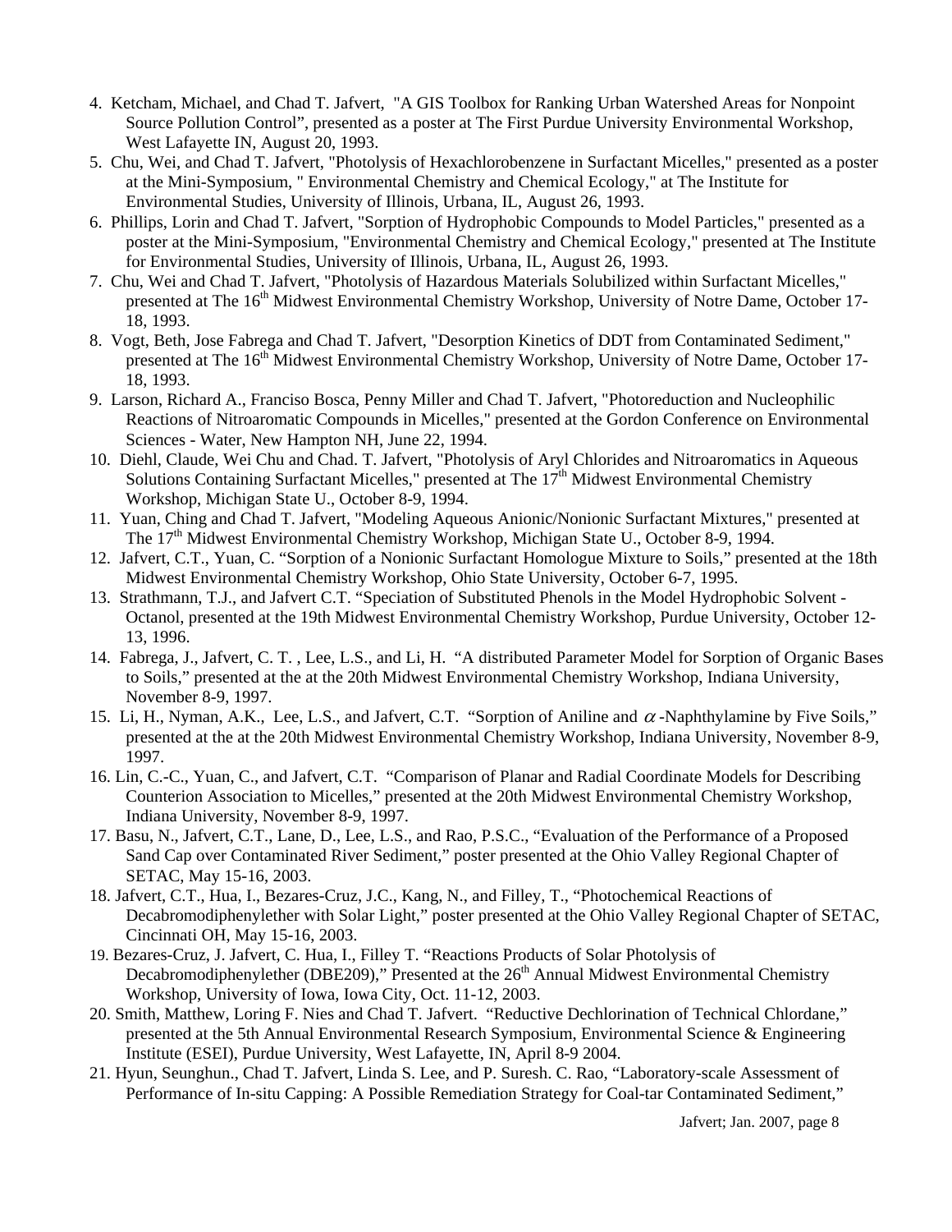4. Ketcham, Michael, and Chad T. Jafvert, "A GIS Toolbox for Ranking Urban Watershed Areas for Nonpoint Source Pollution Control", presented as a poster at The First Purdue University Environmental Workshop, West Lafayette IN, August 20, 1993.
5. Chu, Wei, and Chad T. Jafvert, "Photolysis of Hexachlorobenzene in Surfactant Micelles," presented as a poster at the Mini-Symposium, " Environmental Chemistry and Chemical Ecology," at The Institute for Environmental Studies, University of Illinois, Urbana, IL, August 26, 1993.
6. Phillips, Lorin and Chad T. Jafvert, "Sorption of Hydrophobic Compounds to Model Particles," presented as a poster at the Mini-Symposium, "Environmental Chemistry and Chemical Ecology," presented at The Institute for Environmental Studies, University of Illinois, Urbana, IL, August 26, 1993.
7. Chu, Wei and Chad T. Jafvert, "Photolysis of Hazardous Materials Solubilized within Surfactant Micelles," presented at The 16th Midwest Environmental Chemistry Workshop, University of Notre Dame, October 17-18, 1993.
8. Vogt, Beth, Jose Fabrega and Chad T. Jafvert, "Desorption Kinetics of DDT from Contaminated Sediment," presented at The 16th Midwest Environmental Chemistry Workshop, University of Notre Dame, October 17-18, 1993.
9. Larson, Richard A., Franciso Bosca, Penny Miller and Chad T. Jafvert, "Photoreduction and Nucleophilic Reactions of Nitroaromatic Compounds in Micelles," presented at the Gordon Conference on Environmental Sciences - Water, New Hampton NH, June 22, 1994.
10. Diehl, Claude, Wei Chu and Chad. T. Jafvert, "Photolysis of Aryl Chlorides and Nitroaromatics in Aqueous Solutions Containing Surfactant Micelles," presented at The 17th Midwest Environmental Chemistry Workshop, Michigan State U., October 8-9, 1994.
11. Yuan, Ching and Chad T. Jafvert, "Modeling Aqueous Anionic/Nonionic Surfactant Mixtures," presented at The 17th Midwest Environmental Chemistry Workshop, Michigan State U., October 8-9, 1994.
12. Jafvert, C.T., Yuan, C. "Sorption of a Nonionic Surfactant Homologue Mixture to Soils," presented at the 18th Midwest Environmental Chemistry Workshop, Ohio State University, October 6-7, 1995.
13. Strathmann, T.J., and Jafvert C.T. "Speciation of Substituted Phenols in the Model Hydrophobic Solvent - Octanol, presented at the 19th Midwest Environmental Chemistry Workshop, Purdue University, October 12-13, 1996.
14. Fabrega, J., Jafvert, C. T. , Lee, L.S., and Li, H. "A distributed Parameter Model for Sorption of Organic Bases to Soils," presented at the at the 20th Midwest Environmental Chemistry Workshop, Indiana University, November 8-9, 1997.
15. Li, H., Nyman, A.K., Lee, L.S., and Jafvert, C.T. "Sorption of Aniline and $\alpha$-Naphthylamine by Five Soils," presented at the at the 20th Midwest Environmental Chemistry Workshop, Indiana University, November 8-9, 1997.
16. Lin, C.-C., Yuan, C., and Jafvert, C.T. "Comparison of Planar and Radial Coordinate Models for Describing Counterion Association to Micelles," presented at the 20th Midwest Environmental Chemistry Workshop, Indiana University, November 8-9, 1997.
17. Basu, N., Jafvert, C.T., Lane, D., Lee, L.S., and Rao, P.S.C., "Evaluation of the Performance of a Proposed Sand Cap over Contaminated River Sediment," poster presented at the Ohio Valley Regional Chapter of SETAC, May 15-16, 2003.
18. Jafvert, C.T., Hua, I., Bezares-Cruz, J.C., Kang, N., and Filley, T., "Photochemical Reactions of Decabromodiphenylether with Solar Light," poster presented at the Ohio Valley Regional Chapter of SETAC, Cincinnati OH, May 15-16, 2003.
19. Bezares-Cruz, J. Jafvert, C. Hua, I., Filley T. "Reactions Products of Solar Photolysis of Decabromodiphenylether (DBE209)," Presented at the 26th Annual Midwest Environmental Chemistry Workshop, University of Iowa, Iowa City, Oct. 11-12, 2003.
20. Smith, Matthew, Loring F. Nies and Chad T. Jafvert. "Reductive Dechlorination of Technical Chlordane," presented at the 5th Annual Environmental Research Symposium, Environmental Science & Engineering Institute (ESEI), Purdue University, West Lafayette, IN, April 8-9 2004.
21. Hyun, Seunghun., Chad T. Jafvert, Linda S. Lee, and P. Suresh. C. Rao, "Laboratory-scale Assessment of Performance of In-situ Capping: A Possible Remediation Strategy for Coal-tar Contaminated Sediment,"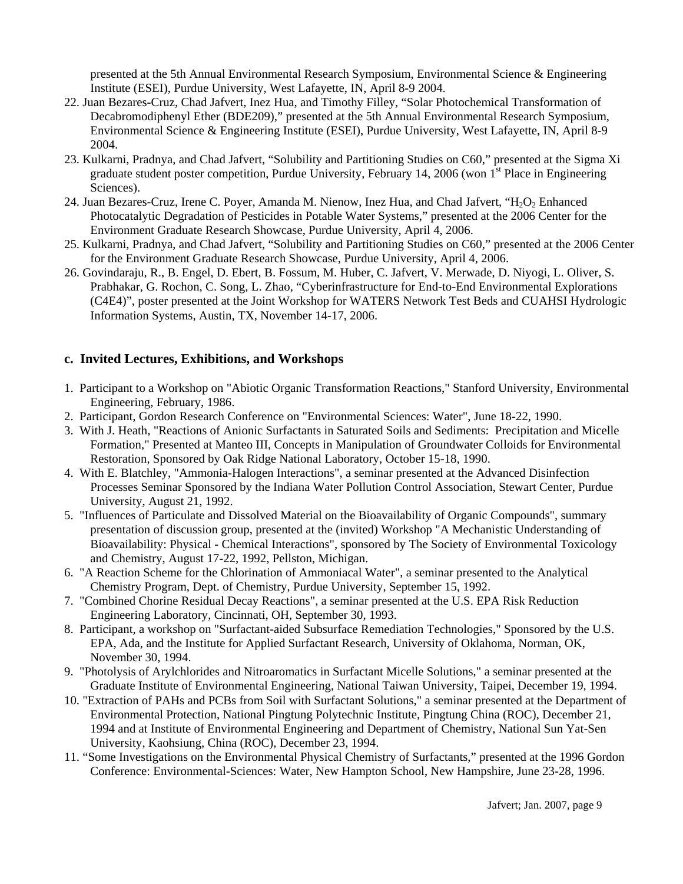presented at the 5th Annual Environmental Research Symposium, Environmental Science & Engineering Institute (ESEI), Purdue University, West Lafayette, IN, April 8-9 2004.

22. Juan Bezares-Cruz, Chad Jafvert, Inez Hua, and Timothy Filley, "Solar Photochemical Transformation of Decabromodiphenyl Ether (BDE209)," presented at the 5th Annual Environmental Research Symposium, Environmental Science & Engineering Institute (ESEI), Purdue University, West Lafayette, IN, April 8-9 2004.
23. Kulkarni, Pradnya, and Chad Jafvert, "Solubility and Partitioning Studies on C60," presented at the Sigma Xi graduate student poster competition, Purdue University, February 14, 2006 (won 1st Place in Engineering Sciences).
24. Juan Bezares-Cruz, Irene C. Poyer, Amanda M. Nienow, Inez Hua, and Chad Jafvert, "$H_2O_2$ Enhanced Photocatalytic Degradation of Pesticides in Potable Water Systems," presented at the 2006 Center for the Environment Graduate Research Showcase, Purdue University, April 4, 2006.
25. Kulkarni, Pradnya, and Chad Jafvert, "Solubility and Partitioning Studies on C60," presented at the 2006 Center for the Environment Graduate Research Showcase, Purdue University, April 4, 2006.
26. Govindaraju, R., B. Engel, D. Ebert, B. Fossum, M. Huber, C. Jafvert, V. Merwade, D. Niyogi, L. Oliver, S. Prabhakar, G. Rochon, C. Song, L. Zhao, "Cyberinfrastructure for End-to-End Environmental Explorations (C4E4)", poster presented at the Joint Workshop for WATERS Network Test Beds and CUAHSI Hydrologic Information Systems, Austin, TX, November 14-17, 2006.

### c. Invited Lectures, Exhibitions, and Workshops

1. Participant to a Workshop on "Abiotic Organic Transformation Reactions," Stanford University, Environmental Engineering, February, 1986.
2. Participant, Gordon Research Conference on "Environmental Sciences: Water", June 18-22, 1990.
3. With J. Heath, "Reactions of Anionic Surfactants in Saturated Soils and Sediments: Precipitation and Micelle Formation," Presented at Manteo III, Concepts in Manipulation of Groundwater Colloids for Environmental Restoration, Sponsored by Oak Ridge National Laboratory, October 15-18, 1990.
4. With E. Blatchley, "Ammonia-Halogen Interactions", a seminar presented at the Advanced Disinfection Processes Seminar Sponsored by the Indiana Water Pollution Control Association, Stewart Center, Purdue University, August 21, 1992.
5. "Influences of Particulate and Dissolved Material on the Bioavailability of Organic Compounds", summary presentation of discussion group, presented at the (invited) Workshop "A Mechanistic Understanding of Bioavailability: Physical - Chemical Interactions", sponsored by The Society of Environmental Toxicology and Chemistry, August 17-22, 1992, Pellston, Michigan.
6. "A Reaction Scheme for the Chlorination of Ammoniacal Water", a seminar presented to the Analytical Chemistry Program, Dept. of Chemistry, Purdue University, September 15, 1992.
7. "Combined Chorine Residual Decay Reactions", a seminar presented at the U.S. EPA Risk Reduction Engineering Laboratory, Cincinnati, OH, September 30, 1993.
8. Participant, a workshop on "Surfactant-aided Subsurface Remediation Technologies," Sponsored by the U.S. EPA, Ada, and the Institute for Applied Surfactant Research, University of Oklahoma, Norman, OK, November 30, 1994.
9. "Photolysis of Arylchlorides and Nitroaromatics in Surfactant Micelle Solutions," a seminar presented at the Graduate Institute of Environmental Engineering, National Taiwan University, Taipei, December 19, 1994.
10. "Extraction of PAHs and PCBs from Soil with Surfactant Solutions," a seminar presented at the Department of Environmental Protection, National Pingtung Polytechnic Institute, Pingtung China (ROC), December 21, 1994 and at Institute of Environmental Engineering and Department of Chemistry, National Sun Yat-Sen University, Kaohsiung, China (ROC), December 23, 1994.
11. "Some Investigations on the Environmental Physical Chemistry of Surfactants," presented at the 1996 Gordon Conference: Environmental-Sciences: Water, New Hampton School, New Hampshire, June 23-28, 1996.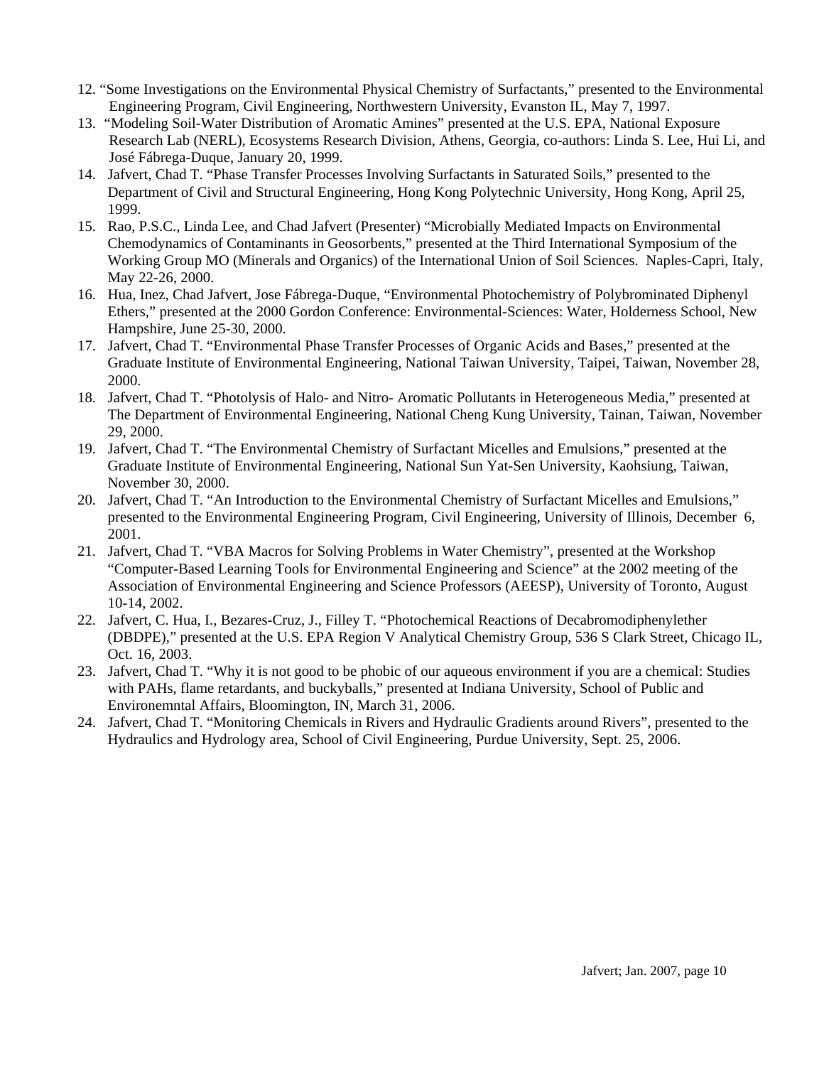12. "Some Investigations on the Environmental Physical Chemistry of Surfactants," presented to the Environmental Engineering Program, Civil Engineering, Northwestern University, Evanston IL, May 7, 1997.
13. "Modeling Soil-Water Distribution of Aromatic Amines" presented at the U.S. EPA, National Exposure Research Lab (NERL), Ecosystems Research Division, Athens, Georgia, co-authors: Linda S. Lee, Hui Li, and José Fábrega-Duque, January 20, 1999.
14. Jafvert, Chad T. "Phase Transfer Processes Involving Surfactants in Saturated Soils," presented to the Department of Civil and Structural Engineering, Hong Kong Polytechnic University, Hong Kong, April 25, 1999.
15. Rao, P.S.C., Linda Lee, and Chad Jafvert (Presenter) "Microbially Mediated Impacts on Environmental Chemodynamics of Contaminants in Geosorbents," presented at the Third International Symposium of the Working Group MO (Minerals and Organics) of the International Union of Soil Sciences. Naples-Capri, Italy, May 22-26, 2000.
16. Hua, Inez, Chad Jafvert, Jose Fábrega-Duque, "Environmental Photochemistry of Polybrominated Diphenyl Ethers," presented at the 2000 Gordon Conference: Environmental-Sciences: Water, Holderness School, New Hampshire, June 25-30, 2000.
17. Jafvert, Chad T. "Environmental Phase Transfer Processes of Organic Acids and Bases," presented at the Graduate Institute of Environmental Engineering, National Taiwan University, Taipei, Taiwan, November 28, 2000.
18. Jafvert, Chad T. "Photolysis of Halo- and Nitro- Aromatic Pollutants in Heterogeneous Media," presented at The Department of Environmental Engineering, National Cheng Kung University, Tainan, Taiwan, November 29, 2000.
19. Jafvert, Chad T. "The Environmental Chemistry of Surfactant Micelles and Emulsions," presented at the Graduate Institute of Environmental Engineering, National Sun Yat-Sen University, Kaohsiung, Taiwan, November 30, 2000.
20. Jafvert, Chad T. "An Introduction to the Environmental Chemistry of Surfactant Micelles and Emulsions," presented to the Environmental Engineering Program, Civil Engineering, University of Illinois, December 6, 2001.
21. Jafvert, Chad T. "VBA Macros for Solving Problems in Water Chemistry", presented at the Workshop "Computer-Based Learning Tools for Environmental Engineering and Science" at the 2002 meeting of the Association of Environmental Engineering and Science Professors (AEESP), University of Toronto, August 10-14, 2002.
22. Jafvert, C. Hua, I., Bezares-Cruz, J., Filley T. "Photochemical Reactions of Decabromodiphenylether (DBDPE)," presented at the U.S. EPA Region V Analytical Chemistry Group, 536 S Clark Street, Chicago IL, Oct. 16, 2003.
23. Jafvert, Chad T. "Why it is not good to be phobic of our aqueous environment if you are a chemical: Studies with PAHs, flame retardants, and buckyballs," presented at Indiana University, School of Public and Environemntal Affairs, Bloomington, IN, March 31, 2006.
24. Jafvert, Chad T. "Monitoring Chemicals in Rivers and Hydraulic Gradients around Rivers", presented to the Hydraulics and Hydrology area, School of Civil Engineering, Purdue University, Sept. 25, 2006.